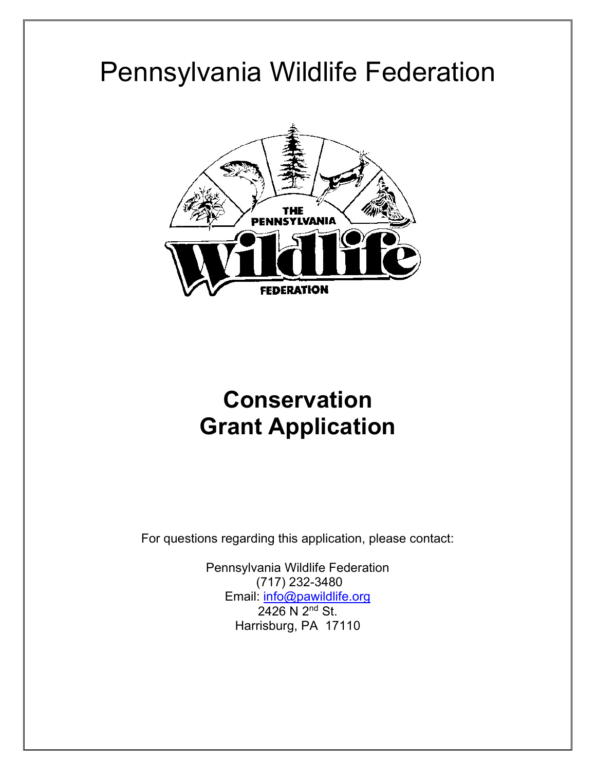# Pennsylvania Wildlife Federation

## Conservation Grant Application

For questions regarding this application, please contact:

Pennsylvania Wildlife Federation
(717) 232-3480
Email: info@pawildlife.org
2426 N 2nd St.
Harrisburg, PA 17110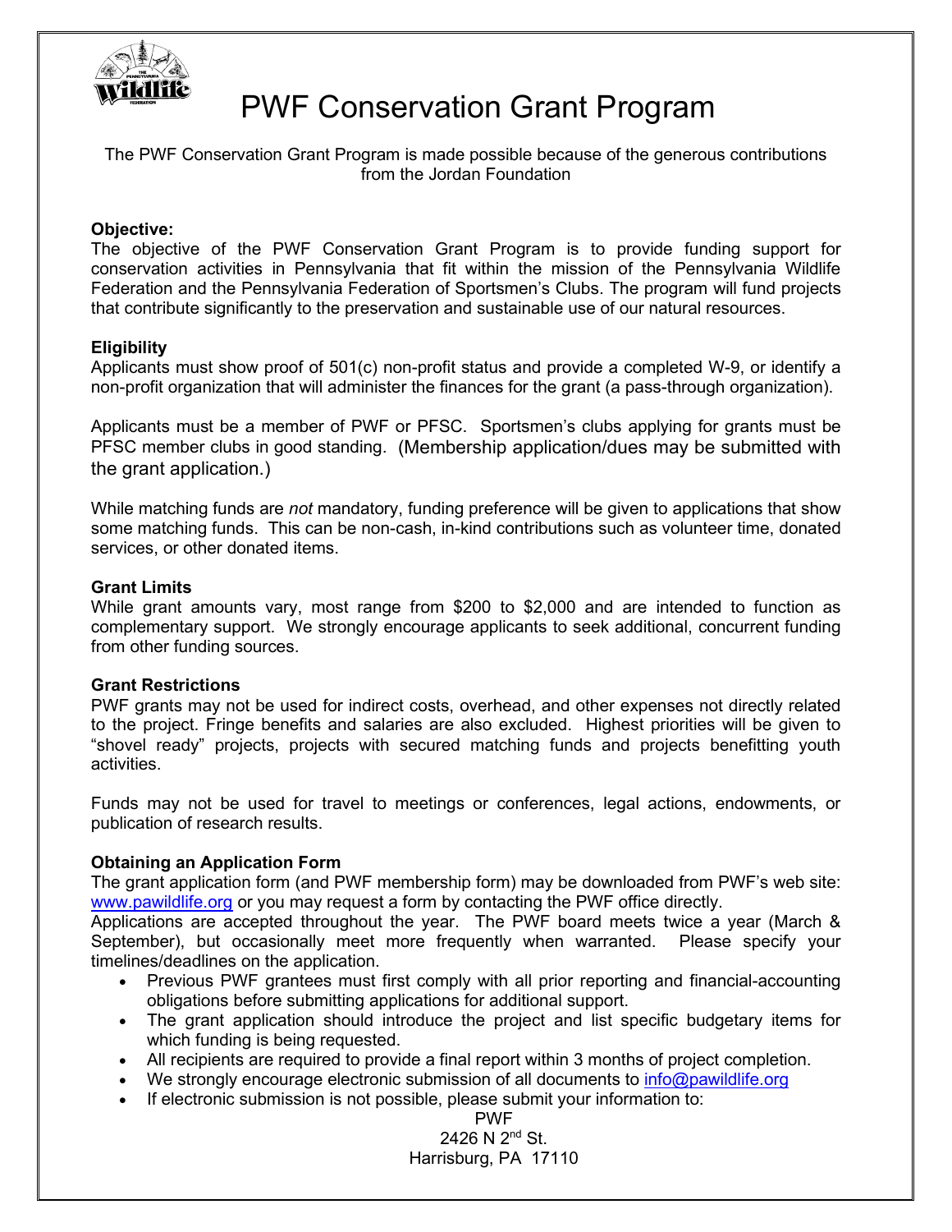# PWF Conservation Grant Program

The PWF Conservation Grant Program is made possible because of the generous contributions from the Jordan Foundation

**Objective:**

The objective of the PWF Conservation Grant Program is to provide funding support for conservation activities in Pennsylvania that fit within the mission of the Pennsylvania Wildlife Federation and the Pennsylvania Federation of Sportsmen's Clubs. The program will fund projects that contribute significantly to the preservation and sustainable use of our natural resources.

**Eligibility**

Applicants must show proof of 501(c) non-profit status and provide a completed W-9, or identify a non-profit organization that will administer the finances for the grant (a pass-through organization).

Applicants must be a member of PWF or PFSC. Sportsmen's clubs applying for grants must be PFSC member clubs in good standing. (Membership application/dues may be submitted with the grant application.)

While matching funds are *not* mandatory, funding preference will be given to applications that show some matching funds. This can be non-cash, in-kind contributions such as volunteer time, donated services, or other donated items.

**Grant Limits**

While grant amounts vary, most range from $200 to $2,000 and are intended to function as complementary support. We strongly encourage applicants to seek additional, concurrent funding from other funding sources.

**Grant Restrictions**

PWF grants may not be used for indirect costs, overhead, and other expenses not directly related to the project. Fringe benefits and salaries are also excluded. Highest priorities will be given to "shovel ready" projects, projects with secured matching funds and projects benefitting youth activities.

Funds may not be used for travel to meetings or conferences, legal actions, endowments, or publication of research results.

**Obtaining an Application Form**

The grant application form (and PWF membership form) may be downloaded from PWF's web site: www.pawildlife.org or you may request a form by contacting the PWF office directly.

Applications are accepted throughout the year. The PWF board meets twice a year (March & September), but occasionally meet more frequently when warranted. Please specify your timelines/deadlines on the application.

- Previous PWF grantees must first comply with all prior reporting and financial-accounting obligations before submitting applications for additional support.
- The grant application should introduce the project and list specific budgetary items for which funding is being requested.
- All recipients are required to provide a final report within 3 months of project completion.
- We strongly encourage electronic submission of all documents to info@pawildlife.org
- If electronic submission is not possible, please submit your information to:

PWF
2426 N 2nd St.
Harrisburg, PA 17110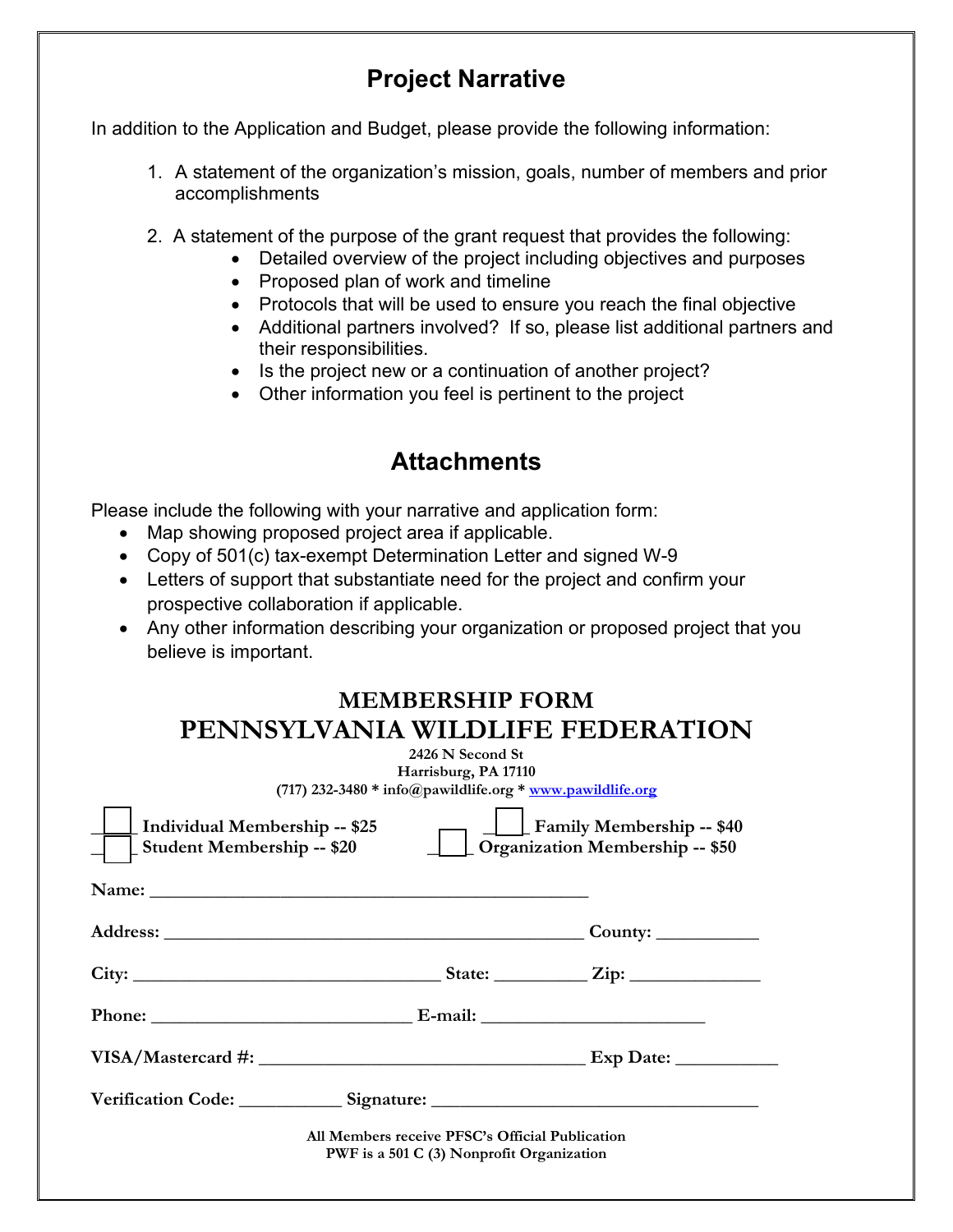## Project Narrative

In addition to the Application and Budget, please provide the following information:

1. A statement of the organization's mission, goals, number of members and prior accomplishments

2. A statement of the purpose of the grant request that provides the following:
    - Detailed overview of the project including objectives and purposes
    - Proposed plan of work and timeline
    - Protocols that will be used to ensure you reach the final objective
    - Additional partners involved? If so, please list additional partners and their responsibilities.
    - Is the project new or a continuation of another project?
    - Other information you feel is pertinent to the project

## Attachments

Please include the following with your narrative and application form:

- Map showing proposed project area if applicable.
- Copy of 501(c) tax-exempt Determination Letter and signed W-9
- Letters of support that substantiate need for the project and confirm your prospective collaboration if applicable.
- Any other information describing your organization or proposed project that you believe is important.

### MEMBERSHIP FORM

## PENNSYLVANIA WILDLIFE FEDERATION

2426 N Second St
Harrisburg, PA 17110
(717) 232-3480 * info@pawildlife.org * www.pawildlife.org

☐ Individual Membership -- $25 ☐ Family Membership -- $40
☐ Student Membership -- $20 ☐ Organization Membership -- $50

**Name:** ______________________________________________

**Address:** ____________________________________________ **County:** __________

**City:** ______________________________ **State:** _________ **Zip:** ____________

**Phone:** ___________________________ **E-mail:** ______________________

**VISA/Mastercard #:** __________________________________ **Exp Date:** __________

**Verification Code:** __________ **Signature:** __________________________________

All Members receive PFSC's Official Publication
PWF is a 501 C (3) Nonprofit Organization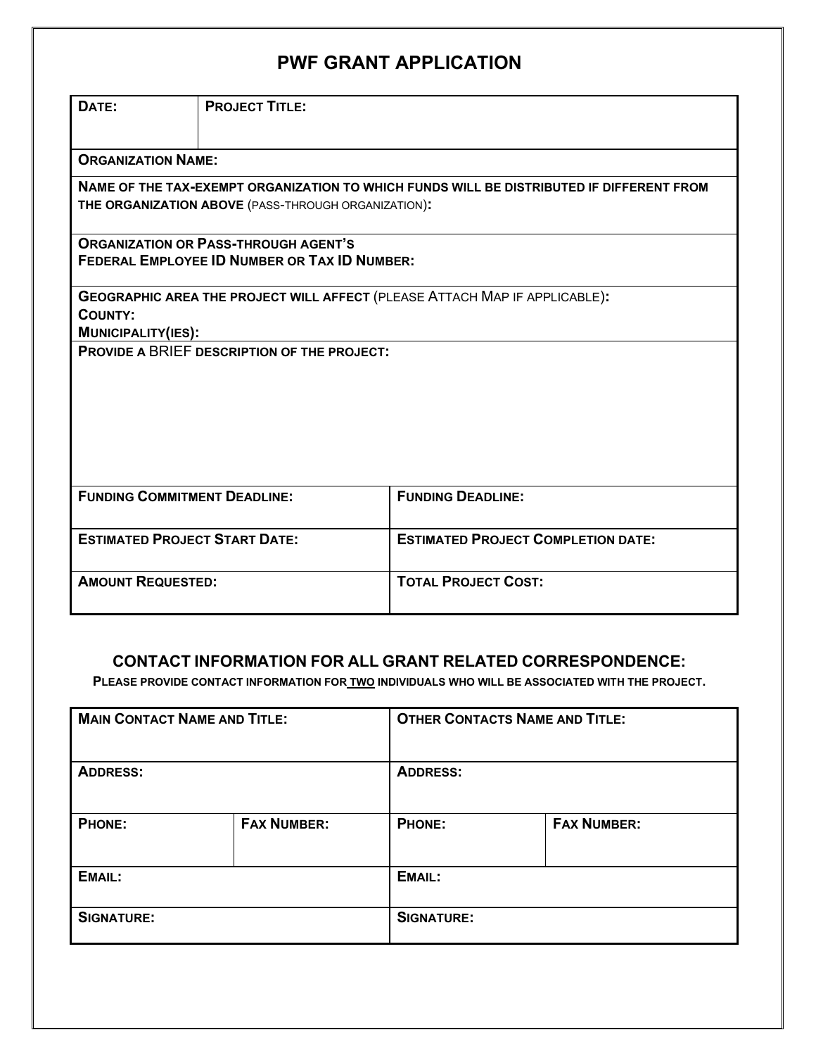# PWF GRANT APPLICATION

| DATE: | PROJECT TITLE: |
|---|---|
| ORGANIZATION NAME: | |
| NAME OF THE TAX-EXEMPT ORGANIZATION TO WHICH FUNDS WILL BE DISTRIBUTED IF DIFFERENT FROM THE ORGANIZATION ABOVE (PASS-THROUGH ORGANIZATION): | |
| ORGANIZATION OR PASS-THROUGH AGENT'S FEDERAL EMPLOYEE ID NUMBER OR TAX ID NUMBER: | |
| GEOGRAPHIC AREA THE PROJECT WILL AFFECT (PLEASE ATTACH MAP IF APPLICABLE): COUNTY: MUNICIPALITY(IES): | |
| PROVIDE A BRIEF DESCRIPTION OF THE PROJECT: | |
| FUNDING COMMITMENT DEADLINE: | FUNDING DEADLINE: |
| ESTIMATED PROJECT START DATE: | ESTIMATED PROJECT COMPLETION DATE: |
| AMOUNT REQUESTED: | TOTAL PROJECT COST: |

## CONTACT INFORMATION FOR ALL GRANT RELATED CORRESPONDENCE:

**PLEASE PROVIDE CONTACT INFORMATION FOR TWO INDIVIDUALS WHO WILL BE ASSOCIATED WITH THE PROJECT.**

| MAIN CONTACT NAME AND TITLE: | | OTHER CONTACTS NAME AND TITLE: | |
|---|---|---|---|
| ADDRESS: | | ADDRESS: | |
| PHONE: | FAX NUMBER: | PHONE: | FAX NUMBER: |
| EMAIL: | | EMAIL: | |
| SIGNATURE: | | SIGNATURE: | |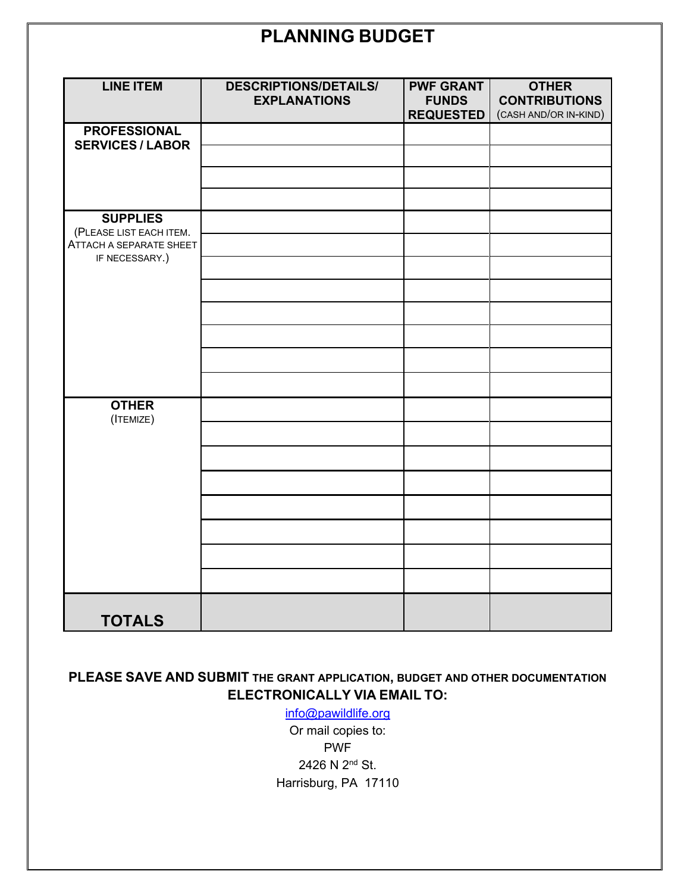# PLANNING BUDGET

| LINE ITEM | DESCRIPTIONS/DETAILS/ EXPLANATIONS | PWF GRANT FUNDS REQUESTED | OTHER CONTRIBUTIONS (CASH AND/OR IN-KIND) |
|---|---|---|---|
| **PROFESSIONAL SERVICES / LABOR** | | | |
| | | | |
| | | | |
| | | | |
| **SUPPLIES** (PLEASE LIST EACH ITEM. ATTACH A SEPARATE SHEET IF NECESSARY.) | | | |
| | | | |
| | | | |
| | | | |
| | | | |
| | | | |
| | | | |
| | | | |
| **OTHER** (ITEMIZE) | | | |
| | | | |
| | | | |
| | | | |
| | | | |
| | | | |
| | | | |
| | | | |
| **TOTALS** | | | |

**PLEASE SAVE AND SUBMIT THE GRANT APPLICATION, BUDGET AND OTHER DOCUMENTATION ELECTRONICALLY VIA EMAIL TO:**

info@pawildlife.org

Or mail copies to:

PWF

2426 N 2nd St.

Harrisburg, PA 17110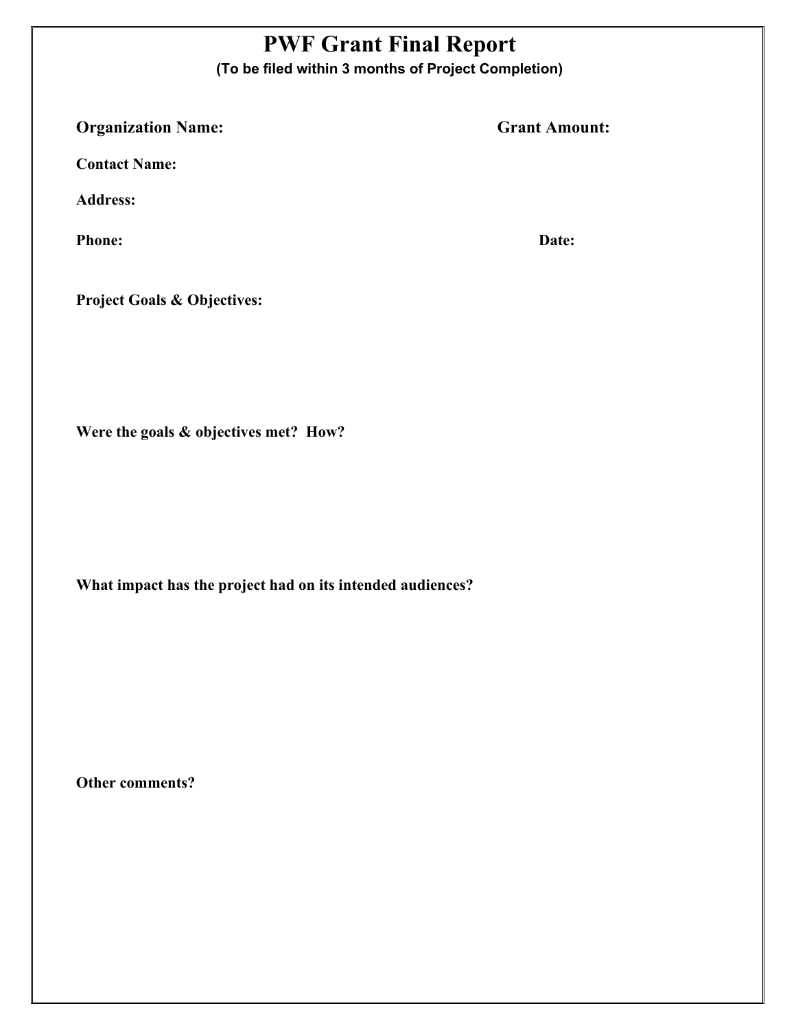# PWF Grant Final Report

**(To be filed within 3 months of Project Completion)**

**Organization Name:** **Grant Amount:**

**Contact Name:**

**Address:**

**Phone:** **Date:**

**Project Goals & Objectives:**

**Were the goals & objectives met? How?**

**What impact has the project had on its intended audiences?**

**Other comments?**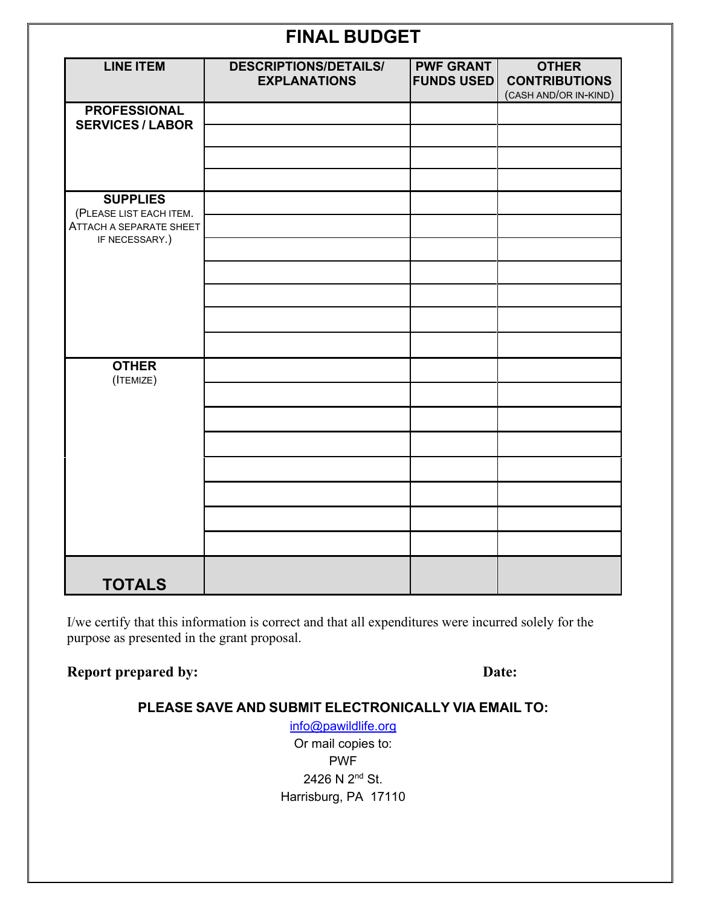# FINAL BUDGET

| LINE ITEM | DESCRIPTIONS/DETAILS/ EXPLANATIONS | PWF GRANT FUNDS USED | OTHER CONTRIBUTIONS (CASH AND/OR IN-KIND) |
|---|---|---|---|
| **PROFESSIONAL SERVICES / LABOR** | | | |
| | | | |
| | | | |
| | | | |
| **SUPPLIES** (PLEASE LIST EACH ITEM. ATTACH A SEPARATE SHEET IF NECESSARY.) | | | |
| | | | |
| | | | |
| | | | |
| | | | |
| | | | |
| | | | |
| **OTHER** (ITEMIZE) | | | |
| | | | |
| | | | |
| | | | |
| | | | |
| | | | |
| | | | |
| | | | |
| **TOTALS** | | | |

I/we certify that this information is correct and that all expenditures were incurred solely for the purpose as presented in the grant proposal.

**Report prepared by:** **Date:**

**PLEASE SAVE AND SUBMIT ELECTRONICALLY VIA EMAIL TO:**

info@pawildlife.org

Or mail copies to:

PWF

2426 N 2nd St.

Harrisburg, PA 17110